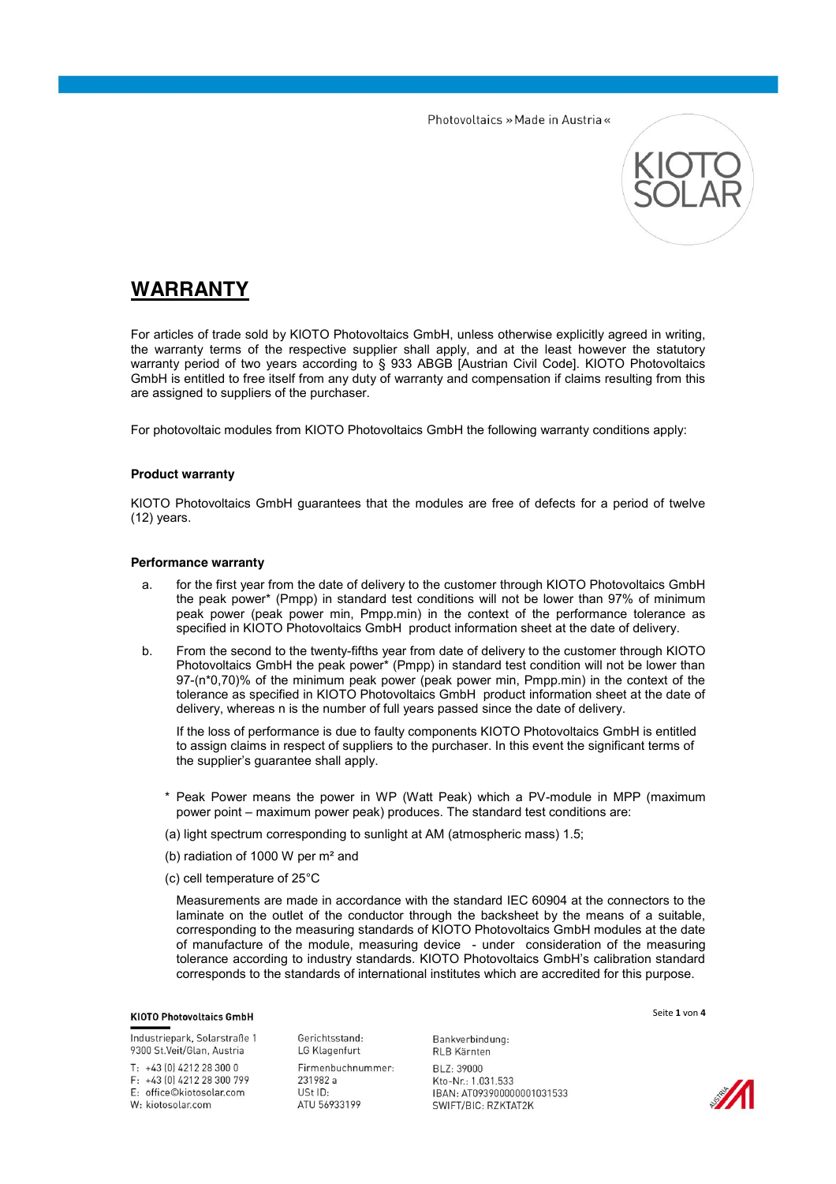# WARRANTY

For articles of trade sold by KIOTO Photovoltaics GmbH, unless otherwise explicitly agreed in writing, the warranty terms of the respective supplier shall apply, and at the least however the statutory warranty period of two years according to § 933 ABGB [Austrian Civil Code]. KIOTO Photovoltaics GmbH is entitled to free itself from any duty of warranty and compensation if claims resulting from this are assigned to suppliers of the purchaser.

For photovoltaic modules from KIOTO Photovoltaics GmbH the following warranty conditions apply:

### Product warranty

KIOTO Photovoltaics GmbH guarantees that the modules are free of defects for a period of twelve (12) years.

### Performance warranty

a. for the first year from the date of delivery to the customer through KIOTO Photovoltaics GmbH the peak power* (Pmpp) in standard test conditions will not be lower than 97% of minimum peak power (peak power min, Pmpp.min) in the context of the performance tolerance as specified in KIOTO Photovoltaics GmbH product information sheet at the date of delivery.

b. From the second to the twenty-fifths year from date of delivery to the customer through KIOTO Photovoltaics GmbH the peak power* (Pmpp) in standard test condition will not be lower than 97-(n*0,70)% of the minimum peak power (peak power min, Pmpp.min) in the context of the tolerance as specified in KIOTO Photovoltaics GmbH product information sheet at the date of delivery, whereas n is the number of full years passed since the date of delivery.

   If the loss of performance is due to faulty components KIOTO Photovoltaics GmbH is entitled to assign claims in respect of suppliers to the purchaser. In this event the significant terms of the supplier's guarantee shall apply.

\* Peak Power means the power in WP (Watt Peak) which a PV-module in MPP (maximum power point – maximum power peak) produces. The standard test conditions are:

(a) light spectrum corresponding to sunlight at AM (atmospheric mass) 1.5;

(b) radiation of 1000 W per m² and

(c) cell temperature of 25°C

Measurements are made in accordance with the standard IEC 60904 at the connectors to the laminate on the outlet of the conductor through the backsheet by the means of a suitable, corresponding to the measuring standards of KIOTO Photovoltaics GmbH modules at the date of manufacture of the module, measuring device - under consideration of the measuring tolerance according to industry standards. KIOTO Photovoltaics GmbH's calibration standard corresponds to the standards of international institutes which are accredited for this purpose.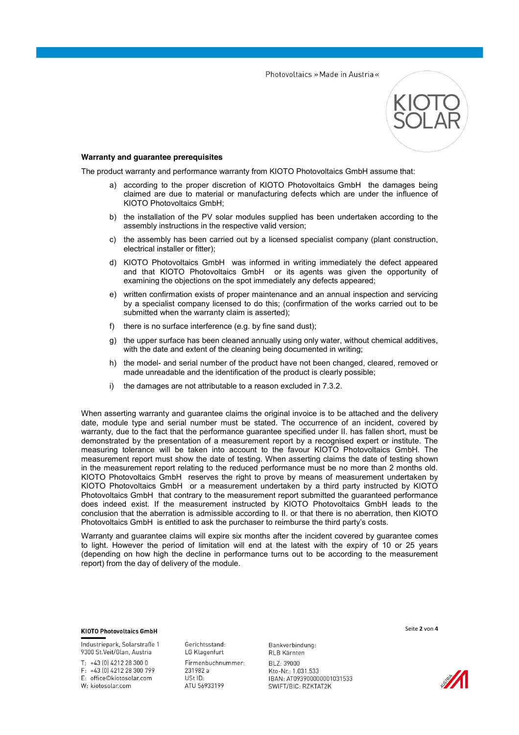**Warranty and guarantee prerequisites**

The product warranty and performance warranty from KIOTO Photovoltaics GmbH assume that:

a) according to the proper discretion of KIOTO Photovoltaics GmbH the damages being claimed are due to material or manufacturing defects which are under the influence of KIOTO Photovoltaics GmbH;

b) the installation of the PV solar modules supplied has been undertaken according to the assembly instructions in the respective valid version;

c) the assembly has been carried out by a licensed specialist company (plant construction, electrical installer or fitter);

d) KIOTO Photovoltaics GmbH was informed in writing immediately the defect appeared and that KIOTO Photovoltaics GmbH or its agents was given the opportunity of examining the objections on the spot immediately any defects appeared;

e) written confirmation exists of proper maintenance and an annual inspection and servicing by a specialist company licensed to do this; (confirmation of the works carried out to be submitted when the warranty claim is asserted);

f) there is no surface interference (e.g. by fine sand dust);

g) the upper surface has been cleaned annually using only water, without chemical additives, with the date and extent of the cleaning being documented in writing;

h) the model- and serial number of the product have not been changed, cleared, removed or made unreadable and the identification of the product is clearly possible;

i) the damages are not attributable to a reason excluded in 7.3.2.

When asserting warranty and guarantee claims the original invoice is to be attached and the delivery date, module type and serial number must be stated. The occurrence of an incident, covered by warranty, due to the fact that the performance guarantee specified under II. has fallen short, must be demonstrated by the presentation of a measurement report by a recognised expert or institute. The measuring tolerance will be taken into account to the favour KIOTO Photovoltaics GmbH. The measurement report must show the date of testing. When asserting claims the date of testing shown in the measurement report relating to the reduced performance must be no more than 2 months old. KIOTO Photovoltaics GmbH reserves the right to prove by means of measurement undertaken by KIOTO Photovoltaics GmbH or a measurement undertaken by a third party instructed by KIOTO Photovoltaics GmbH that contrary to the measurement report submitted the guaranteed performance does indeed exist. If the measurement instructed by KIOTO Photovoltaics GmbH leads to the conclusion that the aberration is admissible according to II. or that there is no aberration, then KIOTO Photovoltaics GmbH is entitled to ask the purchaser to reimburse the third party's costs.

Warranty and guarantee claims will expire six months after the incident covered by guarantee comes to light. However the period of limitation will end at the latest with the expiry of 10 or 25 years (depending on how high the decline in performance turns out to be according to the measurement report) from the day of delivery of the module.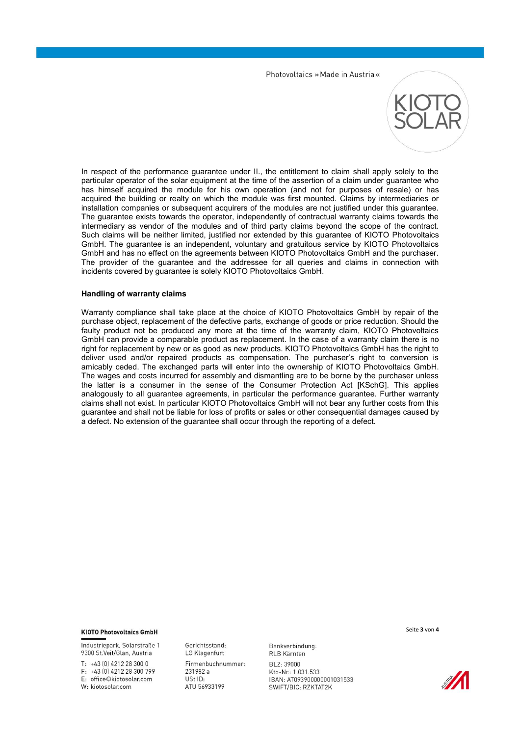In respect of the performance guarantee under II., the entitlement to claim shall apply solely to the particular operator of the solar equipment at the time of the assertion of a claim under guarantee who has himself acquired the module for his own operation (and not for purposes of resale) or has acquired the building or realty on which the module was first mounted. Claims by intermediaries or installation companies or subsequent acquirers of the modules are not justified under this guarantee. The guarantee exists towards the operator, independently of contractual warranty claims towards the intermediary as vendor of the modules and of third party claims beyond the scope of the contract. Such claims will be neither limited, justified nor extended by this guarantee of KIOTO Photovoltaics GmbH. The guarantee is an independent, voluntary and gratuitous service by KIOTO Photovoltaics GmbH and has no effect on the agreements between KIOTO Photovoltaics GmbH and the purchaser. The provider of the guarantee and the addressee for all queries and claims in connection with incidents covered by guarantee is solely KIOTO Photovoltaics GmbH.

**Handling of warranty claims**

Warranty compliance shall take place at the choice of KIOTO Photovoltaics GmbH by repair of the purchase object, replacement of the defective parts, exchange of goods or price reduction. Should the faulty product not be produced any more at the time of the warranty claim, KIOTO Photovoltaics GmbH can provide a comparable product as replacement. In the case of a warranty claim there is no right for replacement by new or as good as new products. KIOTO Photovoltaics GmbH has the right to deliver used and/or repaired products as compensation. The purchaser's right to conversion is amicably ceded. The exchanged parts will enter into the ownership of KIOTO Photovoltaics GmbH. The wages and costs incurred for assembly and dismantling are to be borne by the purchaser unless the latter is a consumer in the sense of the Consumer Protection Act [KSchG]. This applies analogously to all guarantee agreements, in particular the performance guarantee. Further warranty claims shall not exist. In particular KIOTO Photovoltaics GmbH will not bear any further costs from this guarantee and shall not be liable for loss of profits or sales or other consequential damages caused by a defect. No extension of the guarantee shall occur through the reporting of a defect.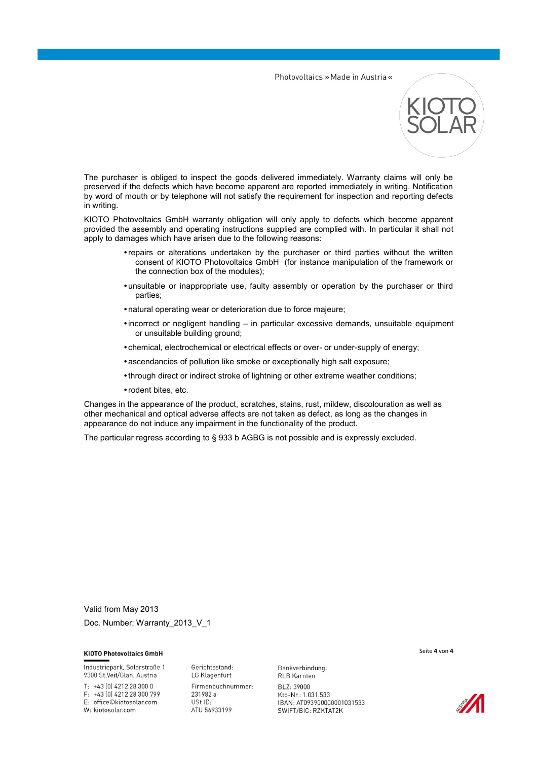The purchaser is obliged to inspect the goods delivered immediately. Warranty claims will only be preserved if the defects which have become apparent are reported immediately in writing. Notification by word of mouth or by telephone will not satisfy the requirement for inspection and reporting defects in writing.

KIOTO Photovoltaics GmbH warranty obligation will only apply to defects which become apparent provided the assembly and operating instructions supplied are complied with. In particular it shall not apply to damages which have arisen due to the following reasons:

- repairs or alterations undertaken by the purchaser or third parties without the written consent of KIOTO Photovoltaics GmbH (for instance manipulation of the framework or the connection box of the modules);
- unsuitable or inappropriate use, faulty assembly or operation by the purchaser or third parties;
- natural operating wear or deterioration due to force majeure;
- incorrect or negligent handling – in particular excessive demands, unsuitable equipment or unsuitable building ground;
- chemical, electrochemical or electrical effects or over- or under-supply of energy;
- ascendancies of pollution like smoke or exceptionally high salt exposure;
- through direct or indirect stroke of lightning or other extreme weather conditions;
- rodent bites, etc.

Changes in the appearance of the product, scratches, stains, rust, mildew, discolouration as well as other mechanical and optical adverse affects are not taken as defect, as long as the changes in appearance do not induce any impairment in the functionality of the product.

The particular regress according to § 933 b AGBG is not possible and is expressly excluded.

Valid from May 2013

Doc. Number: Warranty_2013_V_1